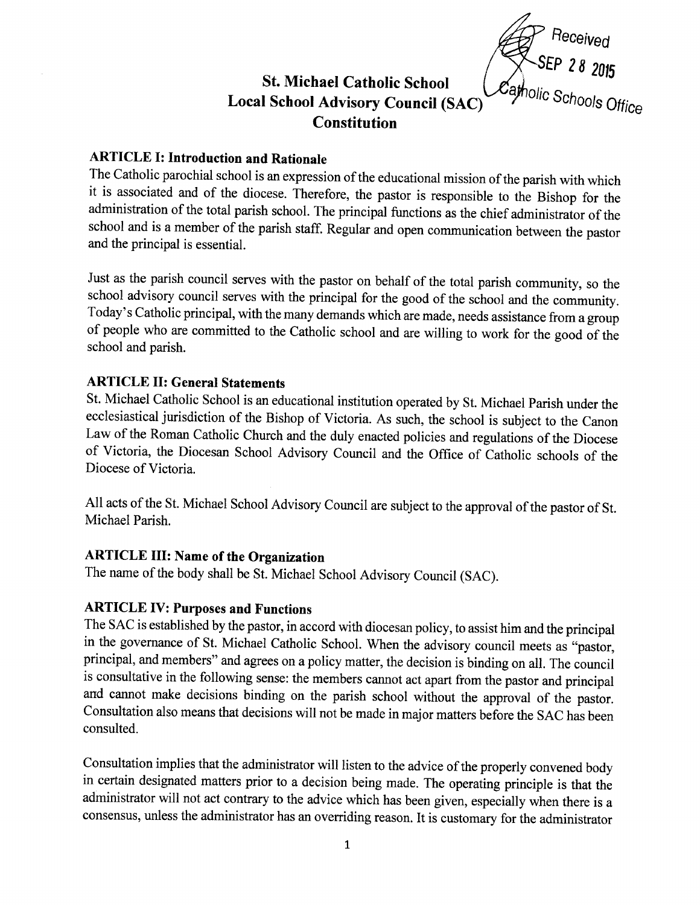Received
SEP 28 2015
Catholic Schools Office

# St. Michael Catholic School
# Local School Advisory Council (SAC)
# Constitution

## ARTICLE I: Introduction and Rationale

The Catholic parochial school is an expression of the educational mission of the parish with which it is associated and of the diocese. Therefore, the pastor is responsible to the Bishop for the administration of the total parish school. The principal functions as the chief administrator of the school and is a member of the parish staff. Regular and open communication between the pastor and the principal is essential.

Just as the parish council serves with the pastor on behalf of the total parish community, so the school advisory council serves with the principal for the good of the school and the community. Today's Catholic principal, with the many demands which are made, needs assistance from a group of people who are committed to the Catholic school and are willing to work for the good of the school and parish.

## ARTICLE II: General Statements

St. Michael Catholic School is an educational institution operated by St. Michael Parish under the ecclesiastical jurisdiction of the Bishop of Victoria. As such, the school is subject to the Canon Law of the Roman Catholic Church and the duly enacted policies and regulations of the Diocese of Victoria, the Diocesan School Advisory Council and the Office of Catholic schools of the Diocese of Victoria.

All acts of the St. Michael School Advisory Council are subject to the approval of the pastor of St. Michael Parish.

## ARTICLE III: Name of the Organization

The name of the body shall be St. Michael School Advisory Council (SAC).

## ARTICLE IV: Purposes and Functions

The SAC is established by the pastor, in accord with diocesan policy, to assist him and the principal in the governance of St. Michael Catholic School. When the advisory council meets as "pastor, principal, and members" and agrees on a policy matter, the decision is binding on all. The council is consultative in the following sense: the members cannot act apart from the pastor and principal and cannot make decisions binding on the parish school without the approval of the pastor. Consultation also means that decisions will not be made in major matters before the SAC has been consulted.

Consultation implies that the administrator will listen to the advice of the properly convened body in certain designated matters prior to a decision being made. The operating principle is that the administrator will not act contrary to the advice which has been given, especially when there is a consensus, unless the administrator has an overriding reason. It is customary for the administrator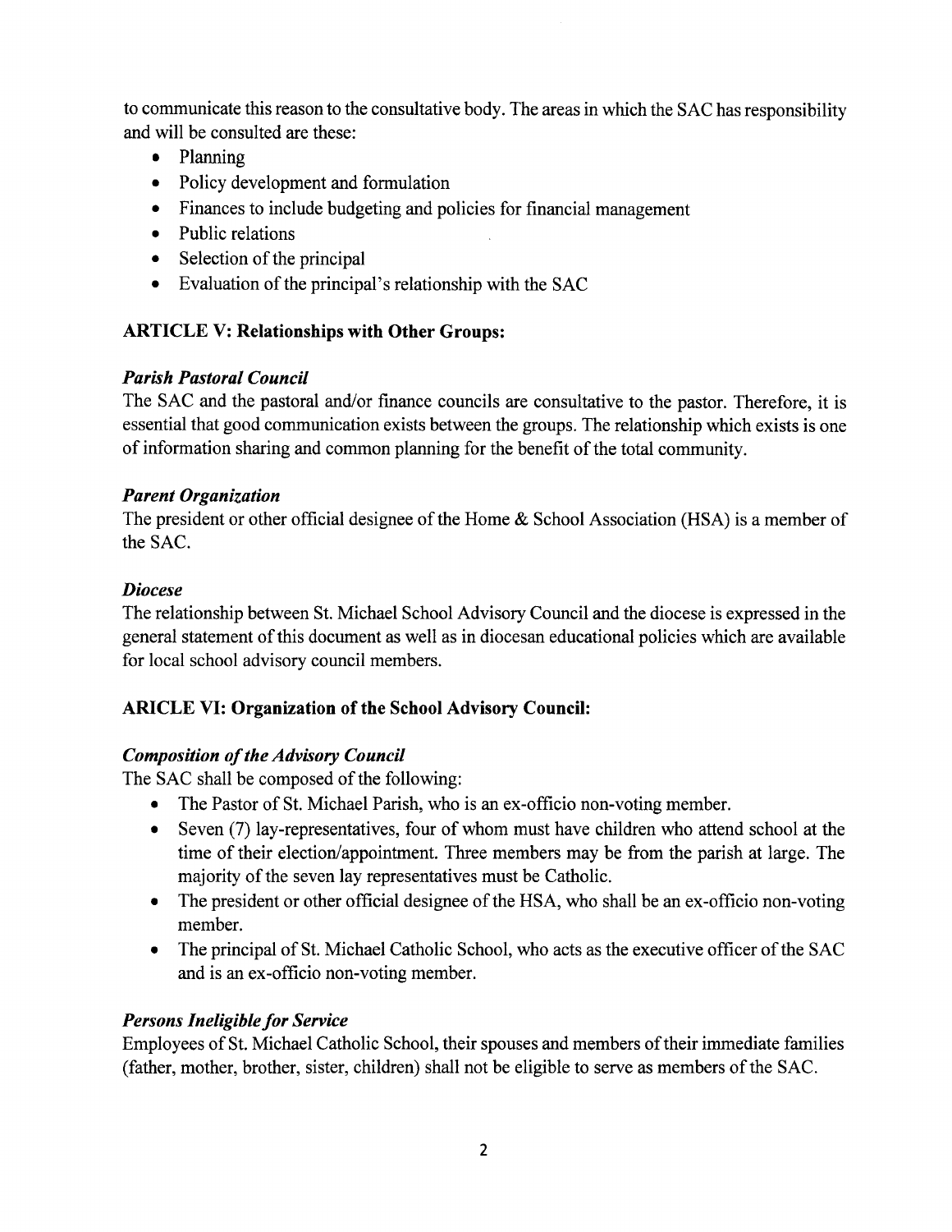to communicate this reason to the consultative body. The areas in which the SAC has responsibility and will be consulted are these:

- Planning
- Policy development and formulation
- Finances to include budgeting and policies for financial management
- Public relations
- Selection of the principal
- Evaluation of the principal's relationship with the SAC

### ARTICLE V: Relationships with Other Groups:

***Parish Pastoral Council***

The SAC and the pastoral and/or finance councils are consultative to the pastor. Therefore, it is essential that good communication exists between the groups. The relationship which exists is one of information sharing and common planning for the benefit of the total community.

***Parent Organization***

The president or other official designee of the Home & School Association (HSA) is a member of the SAC.

***Diocese***

The relationship between St. Michael School Advisory Council and the diocese is expressed in the general statement of this document as well as in diocesan educational policies which are available for local school advisory council members.

### ARICLE VI: Organization of the School Advisory Council:

***Composition of the Advisory Council***

The SAC shall be composed of the following:

- The Pastor of St. Michael Parish, who is an ex-officio non-voting member.
- Seven (7) lay-representatives, four of whom must have children who attend school at the time of their election/appointment. Three members may be from the parish at large. The majority of the seven lay representatives must be Catholic.
- The president or other official designee of the HSA, who shall be an ex-officio non-voting member.
- The principal of St. Michael Catholic School, who acts as the executive officer of the SAC and is an ex-officio non-voting member.

***Persons Ineligible for Service***

Employees of St. Michael Catholic School, their spouses and members of their immediate families (father, mother, brother, sister, children) shall not be eligible to serve as members of the SAC.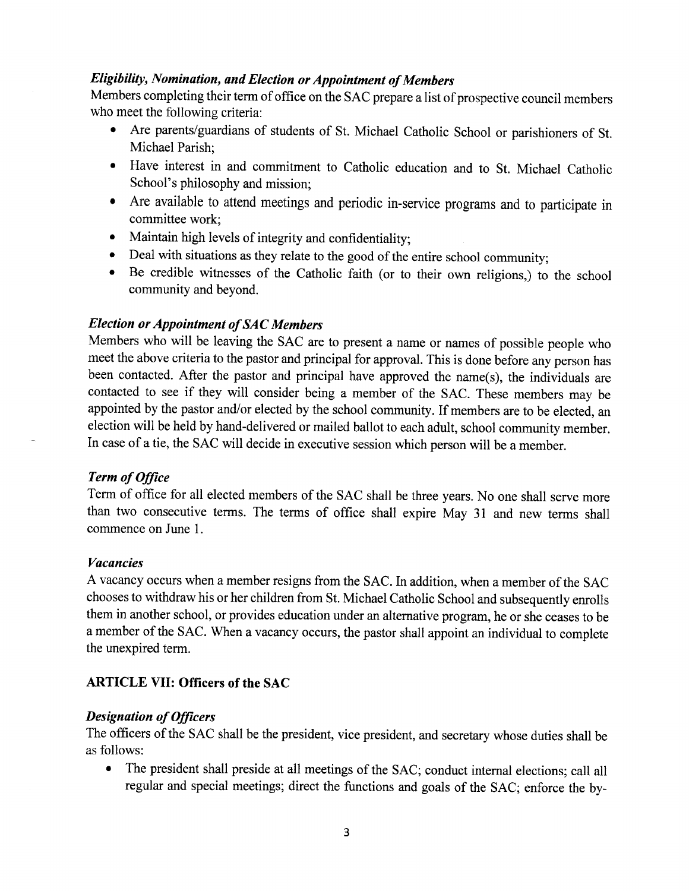### *Eligibility, Nomination, and Election or Appointment of Members*

Members completing their term of office on the SAC prepare a list of prospective council members who meet the following criteria:

- Are parents/guardians of students of St. Michael Catholic School or parishioners of St. Michael Parish;
- Have interest in and commitment to Catholic education and to St. Michael Catholic School's philosophy and mission;
- Are available to attend meetings and periodic in-service programs and to participate in committee work;
- Maintain high levels of integrity and confidentiality;
- Deal with situations as they relate to the good of the entire school community;
- Be credible witnesses of the Catholic faith (or to their own religions,) to the school community and beyond.

### *Election or Appointment of SAC Members*

Members who will be leaving the SAC are to present a name or names of possible people who meet the above criteria to the pastor and principal for approval. This is done before any person has been contacted. After the pastor and principal have approved the name(s), the individuals are contacted to see if they will consider being a member of the SAC. These members may be appointed by the pastor and/or elected by the school community. If members are to be elected, an election will be held by hand-delivered or mailed ballot to each adult, school community member. In case of a tie, the SAC will decide in executive session which person will be a member.

### *Term of Office*

Term of office for all elected members of the SAC shall be three years. No one shall serve more than two consecutive terms. The terms of office shall expire May 31 and new terms shall commence on June 1.

### *Vacancies*

A vacancy occurs when a member resigns from the SAC. In addition, when a member of the SAC chooses to withdraw his or her children from St. Michael Catholic School and subsequently enrolls them in another school, or provides education under an alternative program, he or she ceases to be a member of the SAC. When a vacancy occurs, the pastor shall appoint an individual to complete the unexpired term.

## ARTICLE VII: Officers of the SAC

### *Designation of Officers*

The officers of the SAC shall be the president, vice president, and secretary whose duties shall be as follows:

- The president shall preside at all meetings of the SAC; conduct internal elections; call all regular and special meetings; direct the functions and goals of the SAC; enforce the by-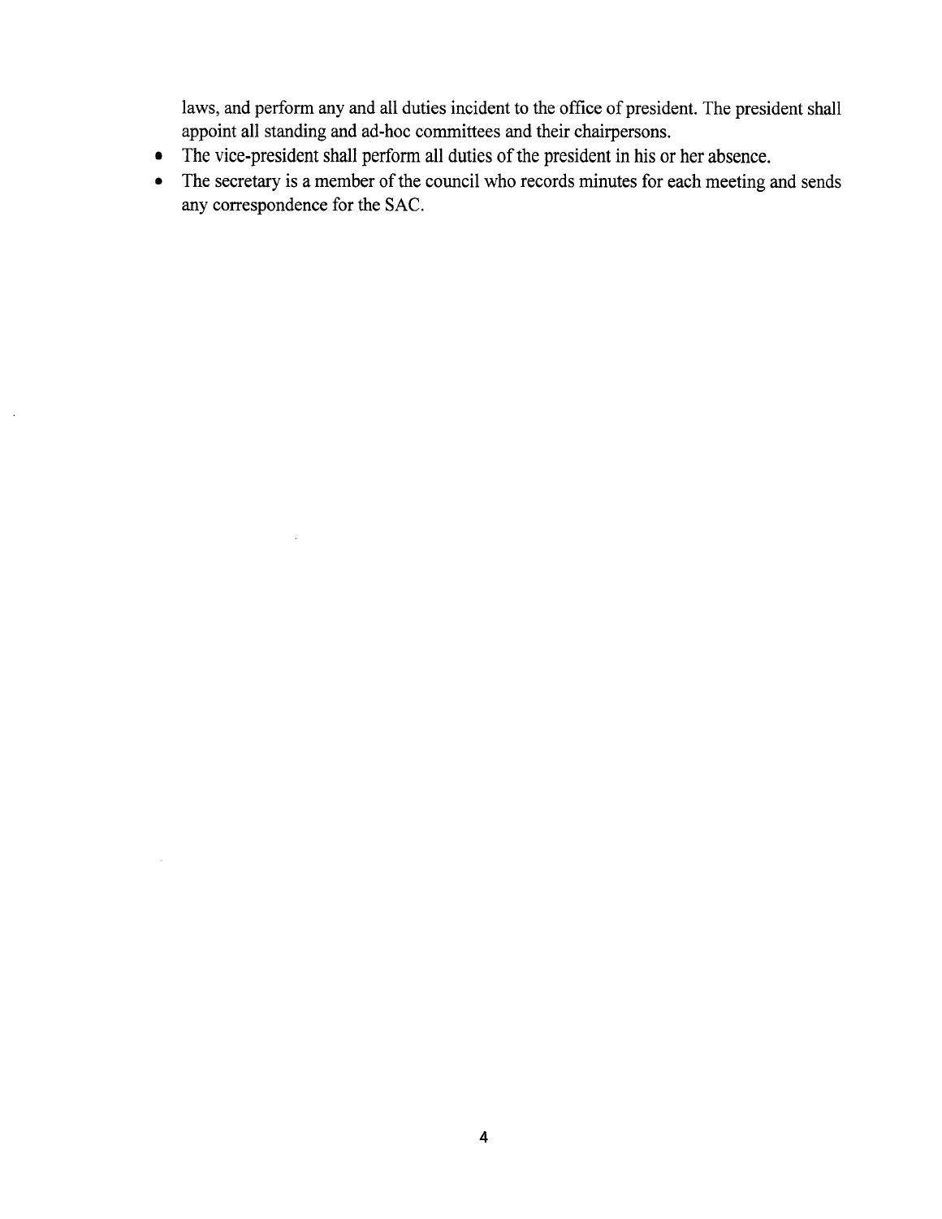laws, and perform any and all duties incident to the office of president. The president shall appoint all standing and ad-hoc committees and their chairpersons.

- The vice-president shall perform all duties of the president in his or her absence.
- The secretary is a member of the council who records minutes for each meeting and sends any correspondence for the SAC.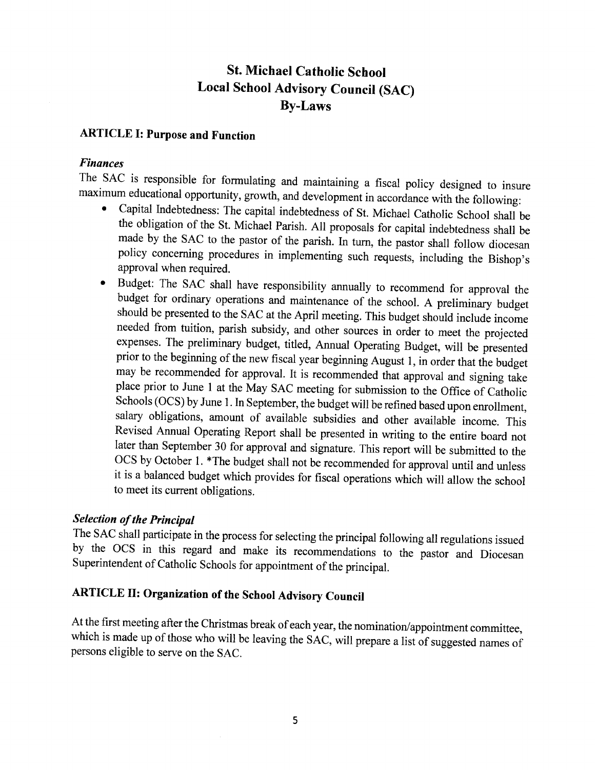# St. Michael Catholic School
# Local School Advisory Council (SAC)
# By-Laws

## ARTICLE I: Purpose and Function

### *Finances*

The SAC is responsible for formulating and maintaining a fiscal policy designed to insure maximum educational opportunity, growth, and development in accordance with the following:

- Capital Indebtedness: The capital indebtedness of St. Michael Catholic School shall be the obligation of the St. Michael Parish. All proposals for capital indebtedness shall be made by the SAC to the pastor of the parish. In turn, the pastor shall follow diocesan policy concerning procedures in implementing such requests, including the Bishop's approval when required.
- Budget: The SAC shall have responsibility annually to recommend for approval the budget for ordinary operations and maintenance of the school. A preliminary budget should be presented to the SAC at the April meeting. This budget should include income needed from tuition, parish subsidy, and other sources in order to meet the projected expenses. The preliminary budget, titled, Annual Operating Budget, will be presented prior to the beginning of the new fiscal year beginning August 1, in order that the budget may be recommended for approval. It is recommended that approval and signing take place prior to June 1 at the May SAC meeting for submission to the Office of Catholic Schools (OCS) by June 1. In September, the budget will be refined based upon enrollment, salary obligations, amount of available subsidies and other available income. This Revised Annual Operating Report shall be presented in writing to the entire board not later than September 30 for approval and signature. This report will be submitted to the OCS by October 1. *The budget shall not be recommended for approval until and unless it is a balanced budget which provides for fiscal operations which will allow the school to meet its current obligations.

### *Selection of the Principal*

The SAC shall participate in the process for selecting the principal following all regulations issued by the OCS in this regard and make its recommendations to the pastor and Diocesan Superintendent of Catholic Schools for appointment of the principal.

## ARTICLE II: Organization of the School Advisory Council

At the first meeting after the Christmas break of each year, the nomination/appointment committee, which is made up of those who will be leaving the SAC, will prepare a list of suggested names of persons eligible to serve on the SAC.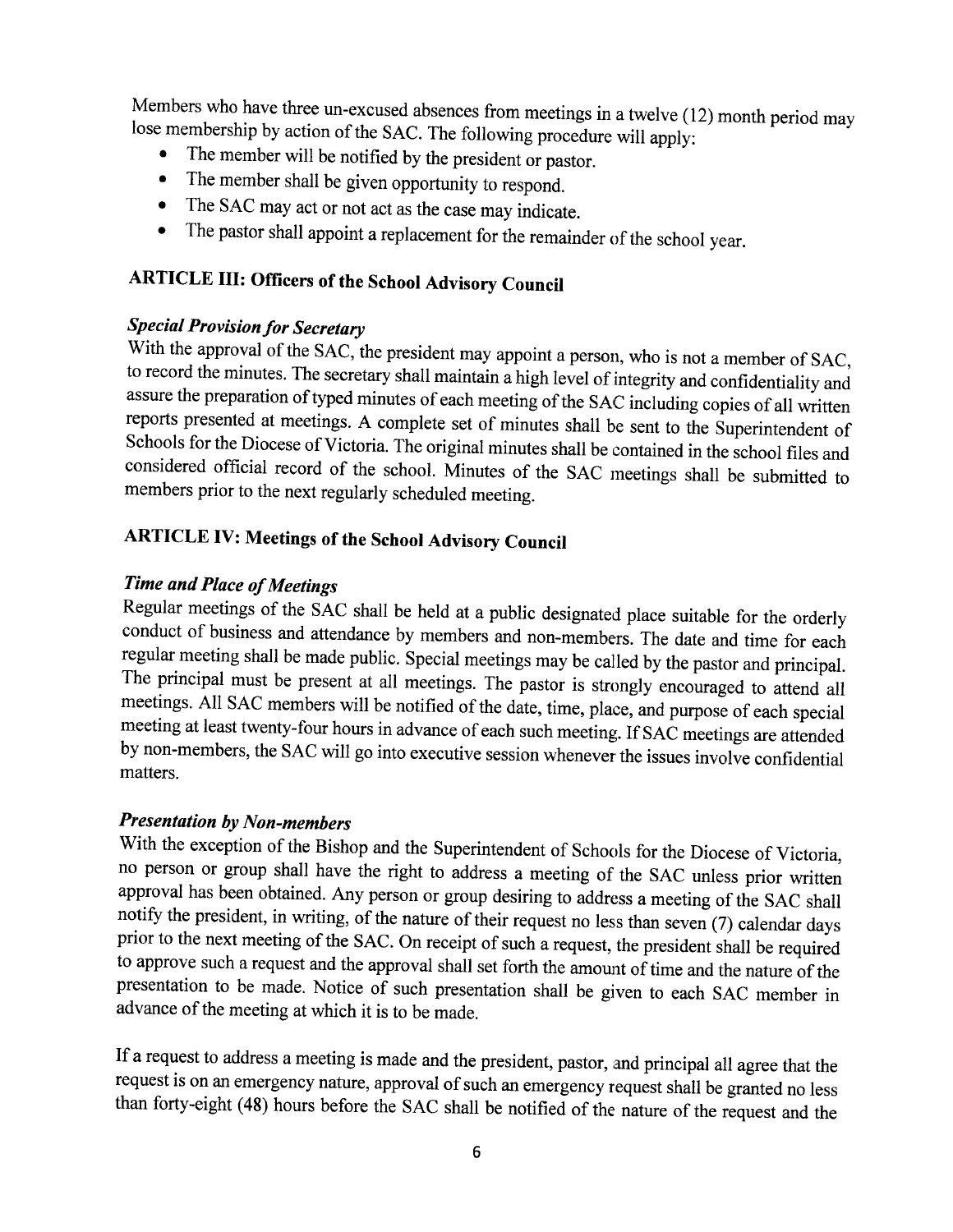Members who have three un-excused absences from meetings in a twelve (12) month period may lose membership by action of the SAC. The following procedure will apply:

- The member will be notified by the president or pastor.
- The member shall be given opportunity to respond.
- The SAC may act or not act as the case may indicate.
- The pastor shall appoint a replacement for the remainder of the school year.

## ARTICLE III: Officers of the School Advisory Council

***Special Provision for Secretary***

With the approval of the SAC, the president may appoint a person, who is not a member of SAC, to record the minutes. The secretary shall maintain a high level of integrity and confidentiality and assure the preparation of typed minutes of each meeting of the SAC including copies of all written reports presented at meetings. A complete set of minutes shall be sent to the Superintendent of Schools for the Diocese of Victoria. The original minutes shall be contained in the school files and considered official record of the school. Minutes of the SAC meetings shall be submitted to members prior to the next regularly scheduled meeting.

## ARTICLE IV: Meetings of the School Advisory Council

***Time and Place of Meetings***

Regular meetings of the SAC shall be held at a public designated place suitable for the orderly conduct of business and attendance by members and non-members. The date and time for each regular meeting shall be made public. Special meetings may be called by the pastor and principal. The principal must be present at all meetings. The pastor is strongly encouraged to attend all meetings. All SAC members will be notified of the date, time, place, and purpose of each special meeting at least twenty-four hours in advance of each such meeting. If SAC meetings are attended by non-members, the SAC will go into executive session whenever the issues involve confidential matters.

***Presentation by Non-members***

With the exception of the Bishop and the Superintendent of Schools for the Diocese of Victoria, no person or group shall have the right to address a meeting of the SAC unless prior written approval has been obtained. Any person or group desiring to address a meeting of the SAC shall notify the president, in writing, of the nature of their request no less than seven (7) calendar days prior to the next meeting of the SAC. On receipt of such a request, the president shall be required to approve such a request and the approval shall set forth the amount of time and the nature of the presentation to be made. Notice of such presentation shall be given to each SAC member in advance of the meeting at which it is to be made.

If a request to address a meeting is made and the president, pastor, and principal all agree that the request is on an emergency nature, approval of such an emergency request shall be granted no less than forty-eight (48) hours before the SAC shall be notified of the nature of the request and the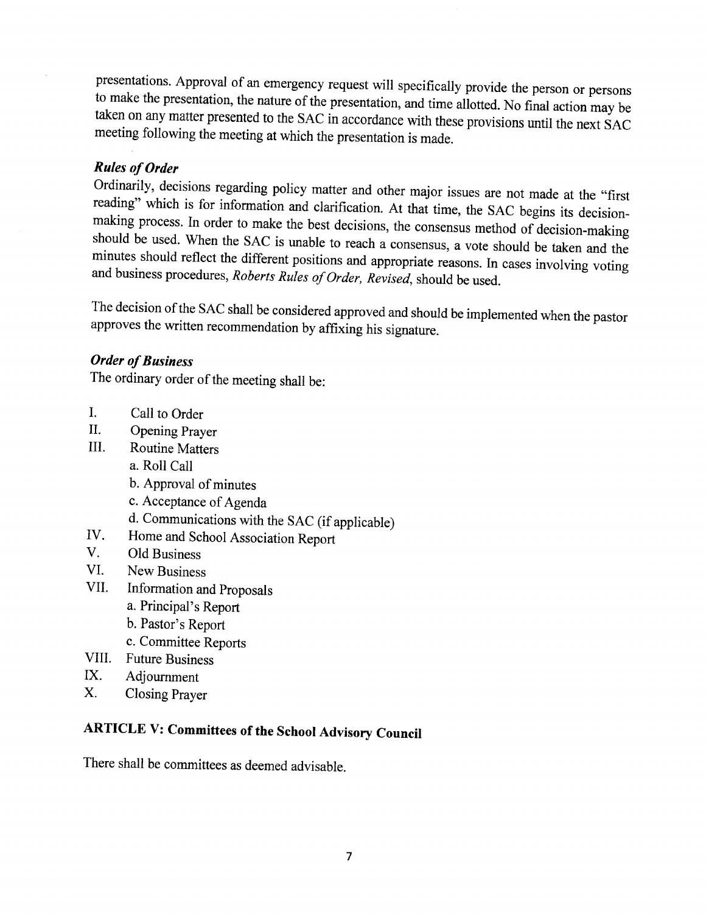presentations. Approval of an emergency request will specifically provide the person or persons to make the presentation, the nature of the presentation, and time allotted. No final action may be taken on any matter presented to the SAC in accordance with these provisions until the next SAC meeting following the meeting at which the presentation is made.

***Rules of Order***

Ordinarily, decisions regarding policy matter and other major issues are not made at the "first reading" which is for information and clarification. At that time, the SAC begins its decision-making process. In order to make the best decisions, the consensus method of decision-making should be used. When the SAC is unable to reach a consensus, a vote should be taken and the minutes should reflect the different positions and appropriate reasons. In cases involving voting and business procedures, *Roberts Rules of Order, Revised*, should be used.

The decision of the SAC shall be considered approved and should be implemented when the pastor approves the written recommendation by affixing his signature.

***Order of Business***

The ordinary order of the meeting shall be:

I. Call to Order
II. Opening Prayer
III. Routine Matters
  a. Roll Call
  b. Approval of minutes
  c. Acceptance of Agenda
  d. Communications with the SAC (if applicable)
IV. Home and School Association Report
V. Old Business
VI. New Business
VII. Information and Proposals
  a. Principal's Report
  b. Pastor's Report
  c. Committee Reports
VIII. Future Business
IX. Adjournment
X. Closing Prayer

## ARTICLE V: Committees of the School Advisory Council

There shall be committees as deemed advisable.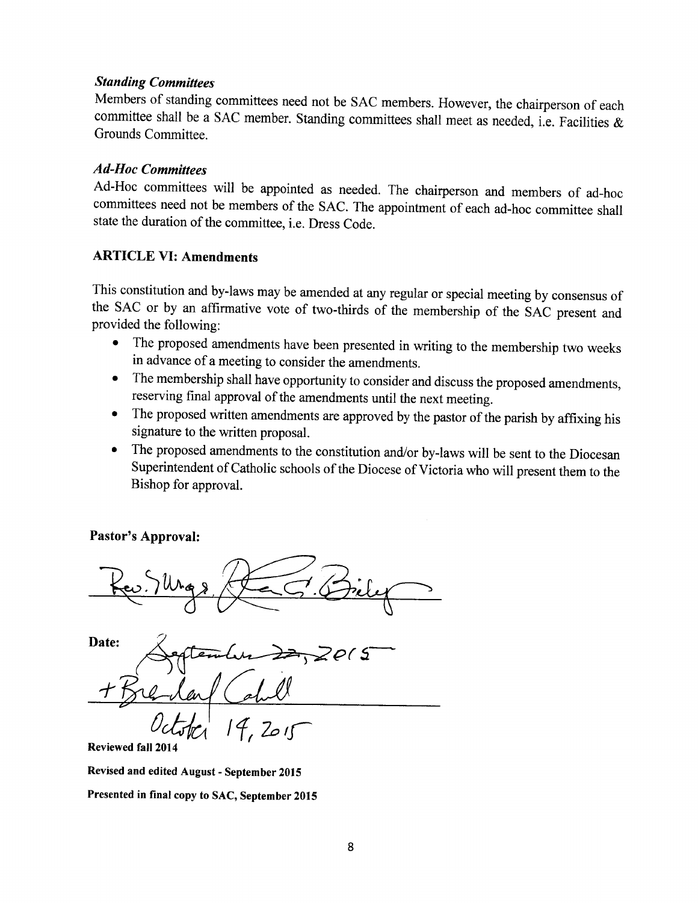### *Standing Committees*

Members of standing committees need not be SAC members. However, the chairperson of each committee shall be a SAC member. Standing committees shall meet as needed, i.e. Facilities & Grounds Committee.

### *Ad-Hoc Committees*

Ad-Hoc committees will be appointed as needed. The chairperson and members of ad-hoc committees need not be members of the SAC. The appointment of each ad-hoc committee shall state the duration of the committee, i.e. Dress Code.

## ARTICLE VI: Amendments

This constitution and by-laws may be amended at any regular or special meeting by consensus of the SAC or by an affirmative vote of two-thirds of the membership of the SAC present and provided the following:

- The proposed amendments have been presented in writing to the membership two weeks in advance of a meeting to consider the amendments.
- The membership shall have opportunity to consider and discuss the proposed amendments, reserving final approval of the amendments until the next meeting.
- The proposed written amendments are approved by the pastor of the parish by affixing his signature to the written proposal.
- The proposed amendments to the constitution and/or by-laws will be sent to the Diocesan Superintendent of Catholic schools of the Diocese of Victoria who will present them to the Bishop for approval.

**Pastor's Approval:**

Rev. Msgr. [signature] Bily

**Date:** September 22, 2015

+Brendan Cahill

October 14, 2015

**Reviewed fall 2014**

**Revised and edited August - September 2015**

**Presented in final copy to SAC, September 2015**